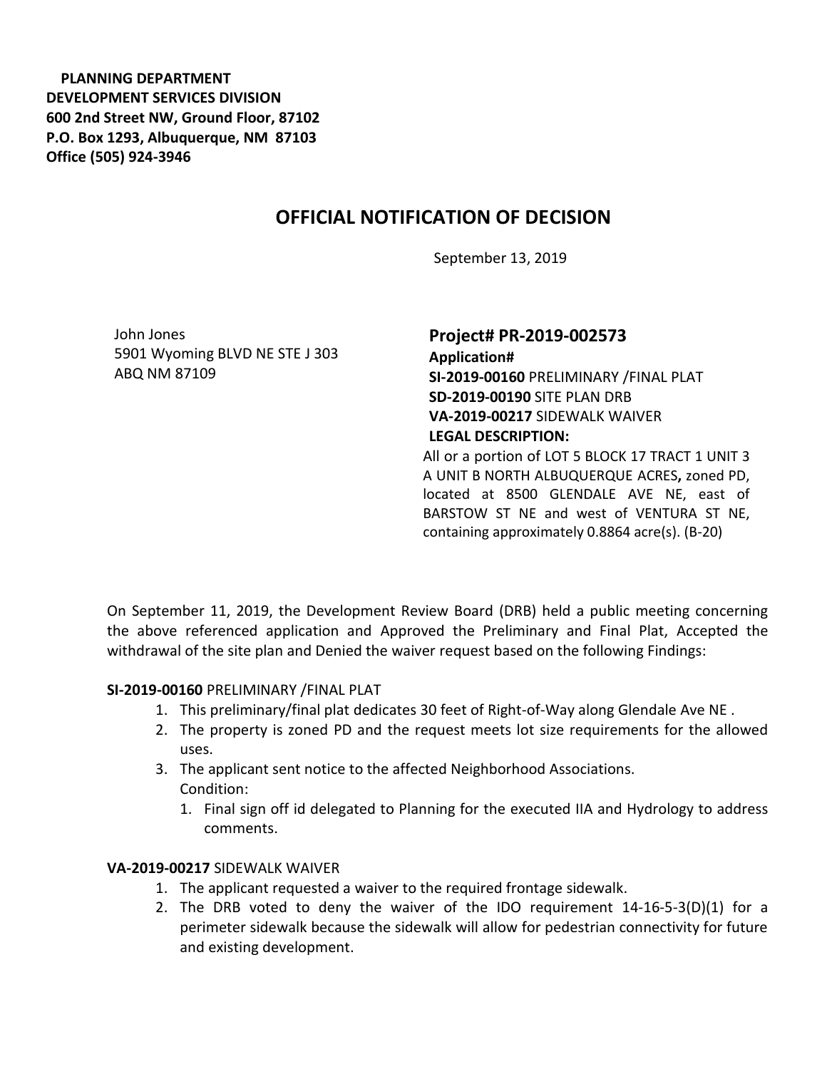**PLANNING DEPARTMENT**
**DEVELOPMENT SERVICES DIVISION**
**600 2nd Street NW, Ground Floor, 87102**
**P.O. Box 1293, Albuquerque, NM 87103**
**Office (505) 924-3946**

# OFFICIAL NOTIFICATION OF DECISION

September 13, 2019

John Jones
5901 Wyoming BLVD NE STE J 303
ABQ NM 87109

**Project# PR-2019-002573**
**Application#**
**SI-2019-00160** PRELIMINARY /FINAL PLAT
**SD-2019-00190** SITE PLAN DRB
**VA-2019-00217** SIDEWALK WAIVER
**LEGAL DESCRIPTION:**
All or a portion of LOT 5 BLOCK 17 TRACT 1 UNIT 3 A UNIT B NORTH ALBUQUERQUE ACRES**,** zoned PD, located at 8500 GLENDALE AVE NE, east of BARSTOW ST NE and west of VENTURA ST NE, containing approximately 0.8864 acre(s). (B-20)

On September 11, 2019, the Development Review Board (DRB) held a public meeting concerning the above referenced application and Approved the Preliminary and Final Plat, Accepted the withdrawal of the site plan and Denied the waiver request based on the following Findings:

**SI-2019-00160** PRELIMINARY /FINAL PLAT

1. This preliminary/final plat dedicates 30 feet of Right-of-Way along Glendale Ave NE .
2. The property is zoned PD and the request meets lot size requirements for the allowed uses.
3. The applicant sent notice to the affected Neighborhood Associations.

   Condition:

   1. Final sign off id delegated to Planning for the executed IIA and Hydrology to address comments.

**VA-2019-00217** SIDEWALK WAIVER

1. The applicant requested a waiver to the required frontage sidewalk.
2. The DRB voted to deny the waiver of the IDO requirement 14-16-5-3(D)(1) for a perimeter sidewalk because the sidewalk will allow for pedestrian connectivity for future and existing development.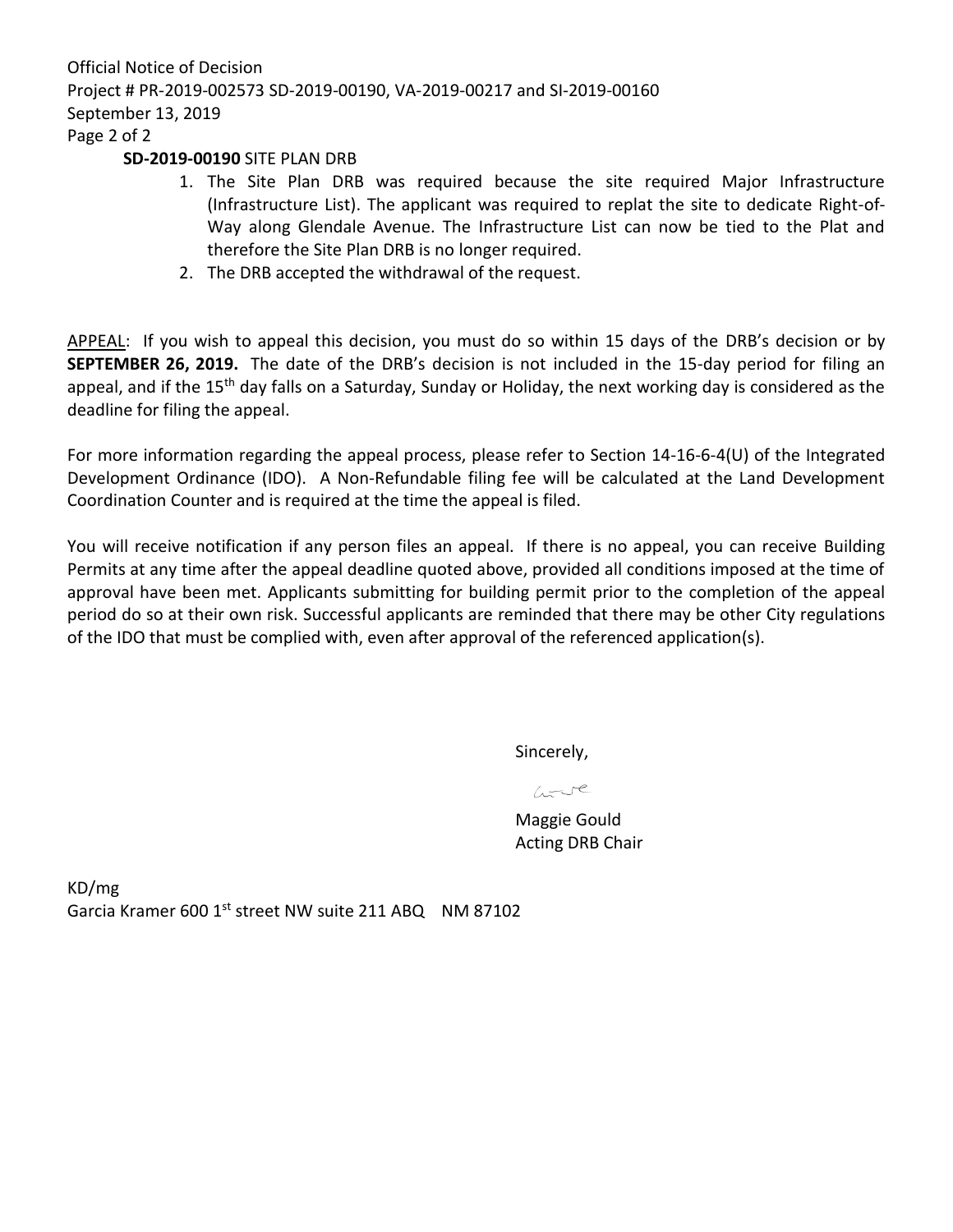**SD-2019-00190** SITE PLAN DRB

1. The Site Plan DRB was required because the site required Major Infrastructure (Infrastructure List). The applicant was required to replat the site to dedicate Right-of-Way along Glendale Avenue. The Infrastructure List can now be tied to the Plat and therefore the Site Plan DRB is no longer required.
2. The DRB accepted the withdrawal of the request.

APPEAL: If you wish to appeal this decision, you must do so within 15 days of the DRB's decision or by **SEPTEMBER 26, 2019.** The date of the DRB's decision is not included in the 15-day period for filing an appeal, and if the 15th day falls on a Saturday, Sunday or Holiday, the next working day is considered as the deadline for filing the appeal.

For more information regarding the appeal process, please refer to Section 14-16-6-4(U) of the Integrated Development Ordinance (IDO). A Non-Refundable filing fee will be calculated at the Land Development Coordination Counter and is required at the time the appeal is filed.

You will receive notification if any person files an appeal. If there is no appeal, you can receive Building Permits at any time after the appeal deadline quoted above, provided all conditions imposed at the time of approval have been met. Applicants submitting for building permit prior to the completion of the appeal period do so at their own risk. Successful applicants are reminded that there may be other City regulations of the IDO that must be complied with, even after approval of the referenced application(s).

Sincerely,

Maggie Gould
Acting DRB Chair

KD/mg
Garcia Kramer 600 1st street NW suite 211 ABQ NM 87102